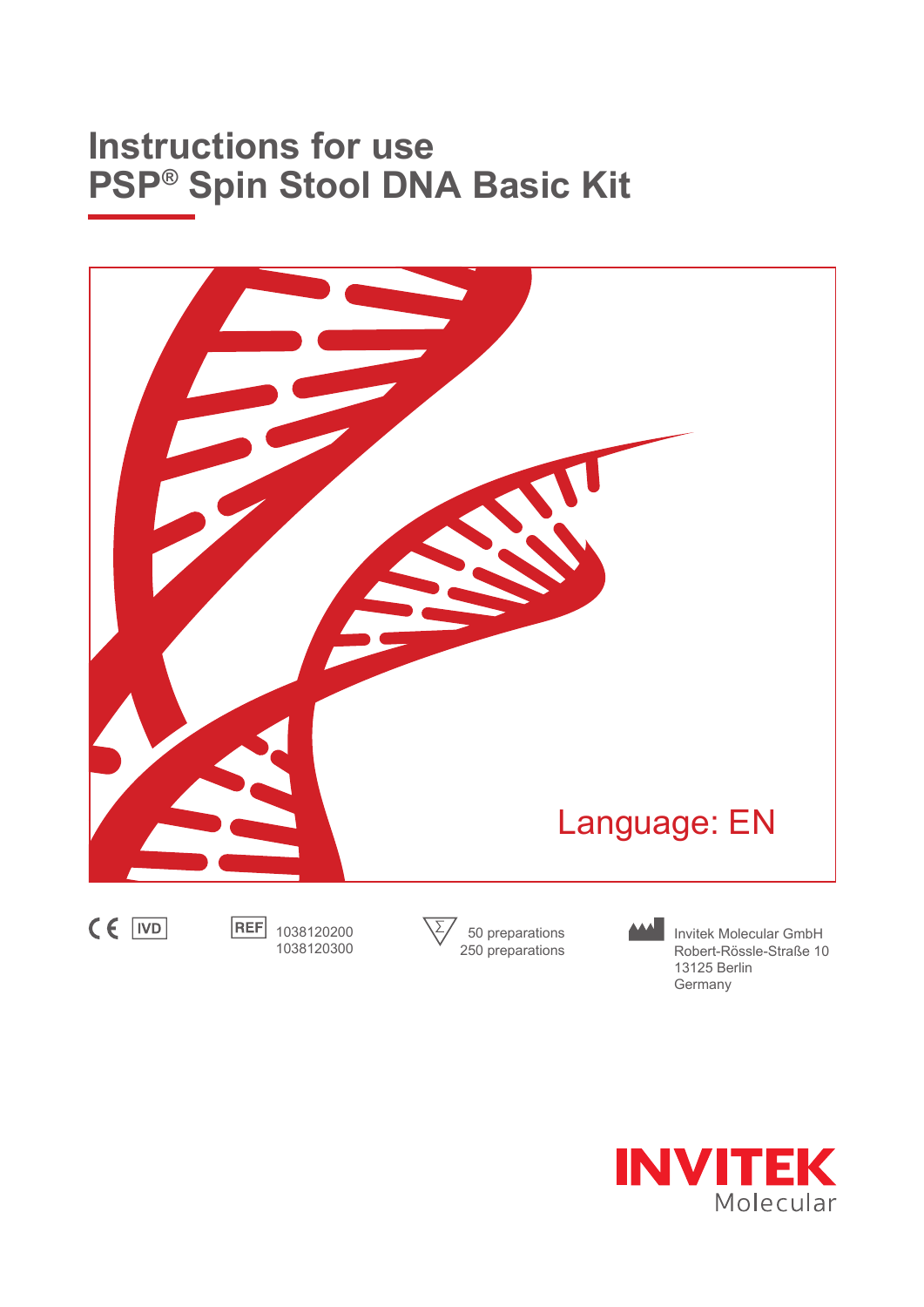# Instructions for use
# PSP® Spin Stool DNA Basic Kit

Language: EN

CE IVD

REF 1038120200
1038120300

50 preparations
250 preparations

Invitek Molecular GmbH
Robert-Rössle-Straße 10
13125 Berlin
Germany

INVITEK Molecular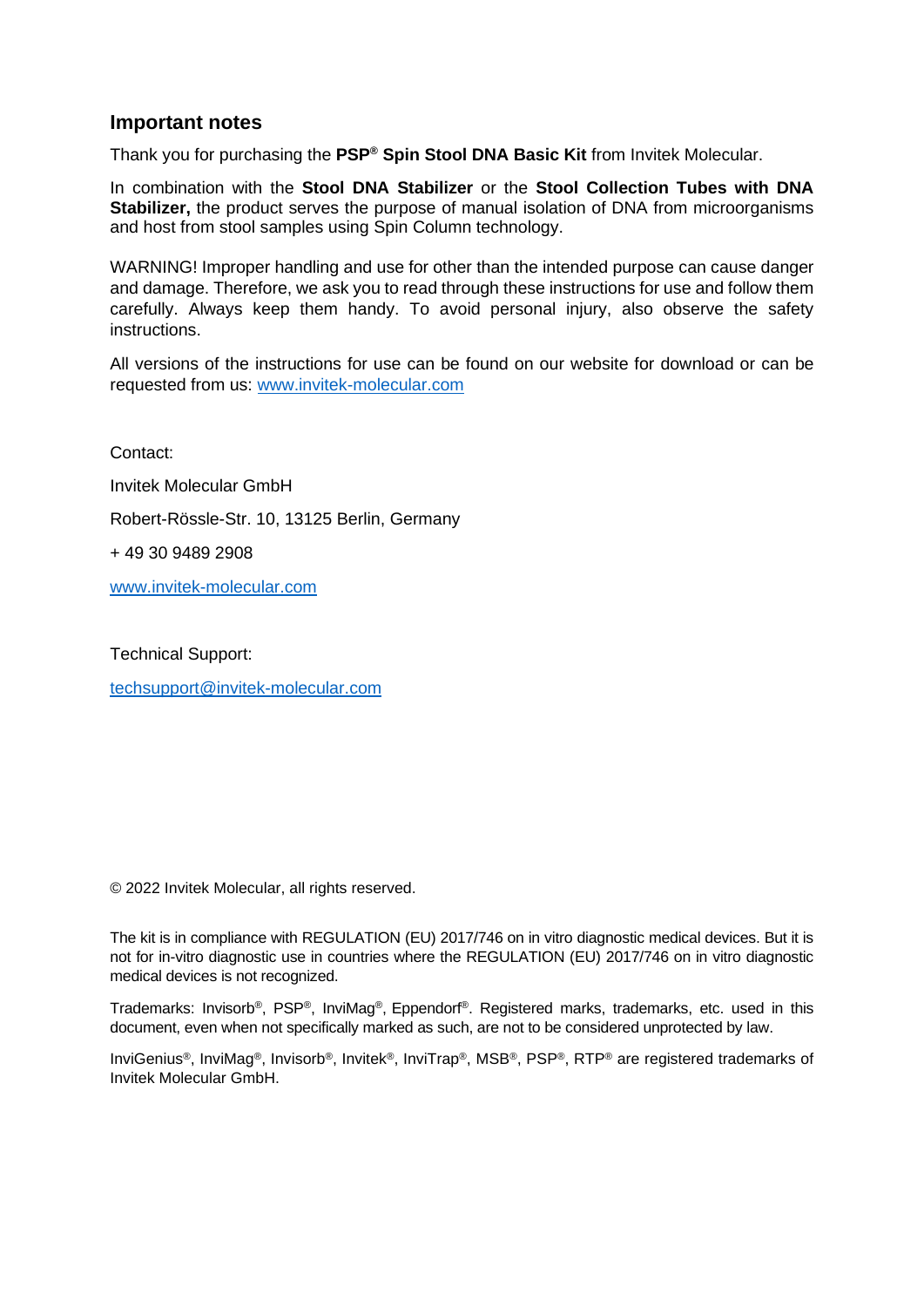## Important notes

Thank you for purchasing the **PSP® Spin Stool DNA Basic Kit** from Invitek Molecular.

In combination with the **Stool DNA Stabilizer** or the **Stool Collection Tubes with DNA Stabilizer,** the product serves the purpose of manual isolation of DNA from microorganisms and host from stool samples using Spin Column technology.

WARNING! Improper handling and use for other than the intended purpose can cause danger and damage. Therefore, we ask you to read through these instructions for use and follow them carefully. Always keep them handy. To avoid personal injury, also observe the safety instructions.

All versions of the instructions for use can be found on our website for download or can be requested from us: www.invitek-molecular.com

Contact:

Invitek Molecular GmbH

Robert-Rössle-Str. 10, 13125 Berlin, Germany

+ 49 30 9489 2908

www.invitek-molecular.com

Technical Support:

techsupport@invitek-molecular.com

© 2022 Invitek Molecular, all rights reserved.

The kit is in compliance with REGULATION (EU) 2017/746 on in vitro diagnostic medical devices. But it is not for in-vitro diagnostic use in countries where the REGULATION (EU) 2017/746 on in vitro diagnostic medical devices is not recognized.

Trademarks: Invisorb®, PSP®, InviMag®, Eppendorf®. Registered marks, trademarks, etc. used in this document, even when not specifically marked as such, are not to be considered unprotected by law.

InviGenius®, InviMag®, Invisorb®, Invitek®, InviTrap®, MSB®, PSP®, RTP® are registered trademarks of Invitek Molecular GmbH.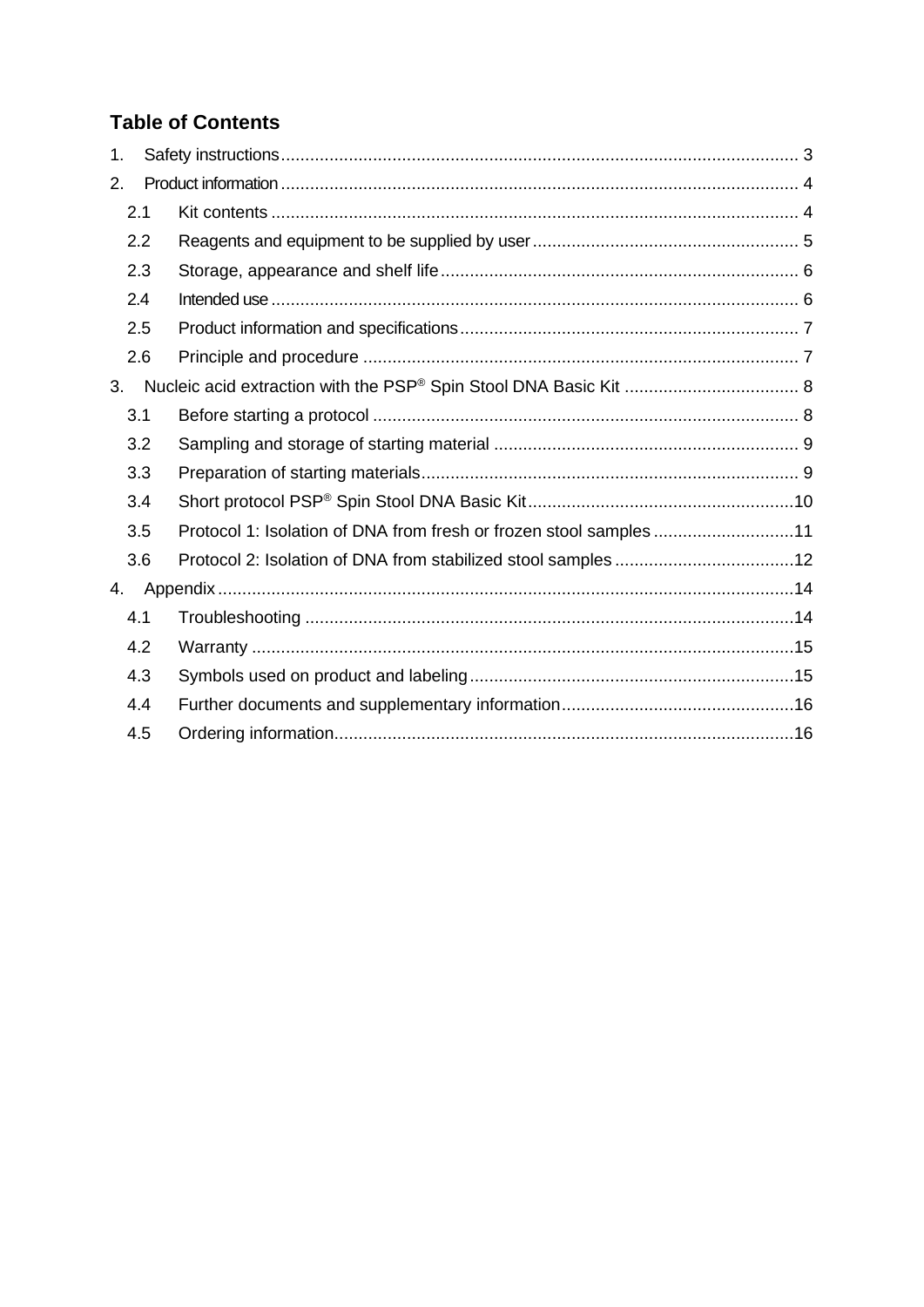## Table of Contents

1. Safety instructions ........................................................................................................ 3
2. Product information ........................................................................................................ 4
   - 2.1 Kit contents ........................................................................................................ 4
   - 2.2 Reagents and equipment to be supplied by user ........................................................ 5
   - 2.3 Storage, appearance and shelf life ........................................................................ 6
   - 2.4 Intended use ........................................................................................................ 6
   - 2.5 Product information and specifications .................................................................... 7
   - 2.6 Principle and procedure ........................................................................................ 7
3. Nucleic acid extraction with the PSP® Spin Stool DNA Basic Kit .................................... 8
   - 3.1 Before starting a protocol ...................................................................................... 8
   - 3.2 Sampling and storage of starting material ................................................................ 9
   - 3.3 Preparation of starting materials ............................................................................ 9
   - 3.4 Short protocol PSP® Spin Stool DNA Basic Kit ........................................................ 10
   - 3.5 Protocol 1: Isolation of DNA from fresh or frozen stool samples ................................ 11
   - 3.6 Protocol 2: Isolation of DNA from stabilized stool samples ...................................... 12
4. Appendix ...................................................................................................................... 14
   - 4.1 Troubleshooting .................................................................................................. 14
   - 4.2 Warranty ............................................................................................................ 15
   - 4.3 Symbols used on product and labeling .................................................................... 15
   - 4.4 Further documents and supplementary information .................................................. 16
   - 4.5 Ordering information ............................................................................................ 16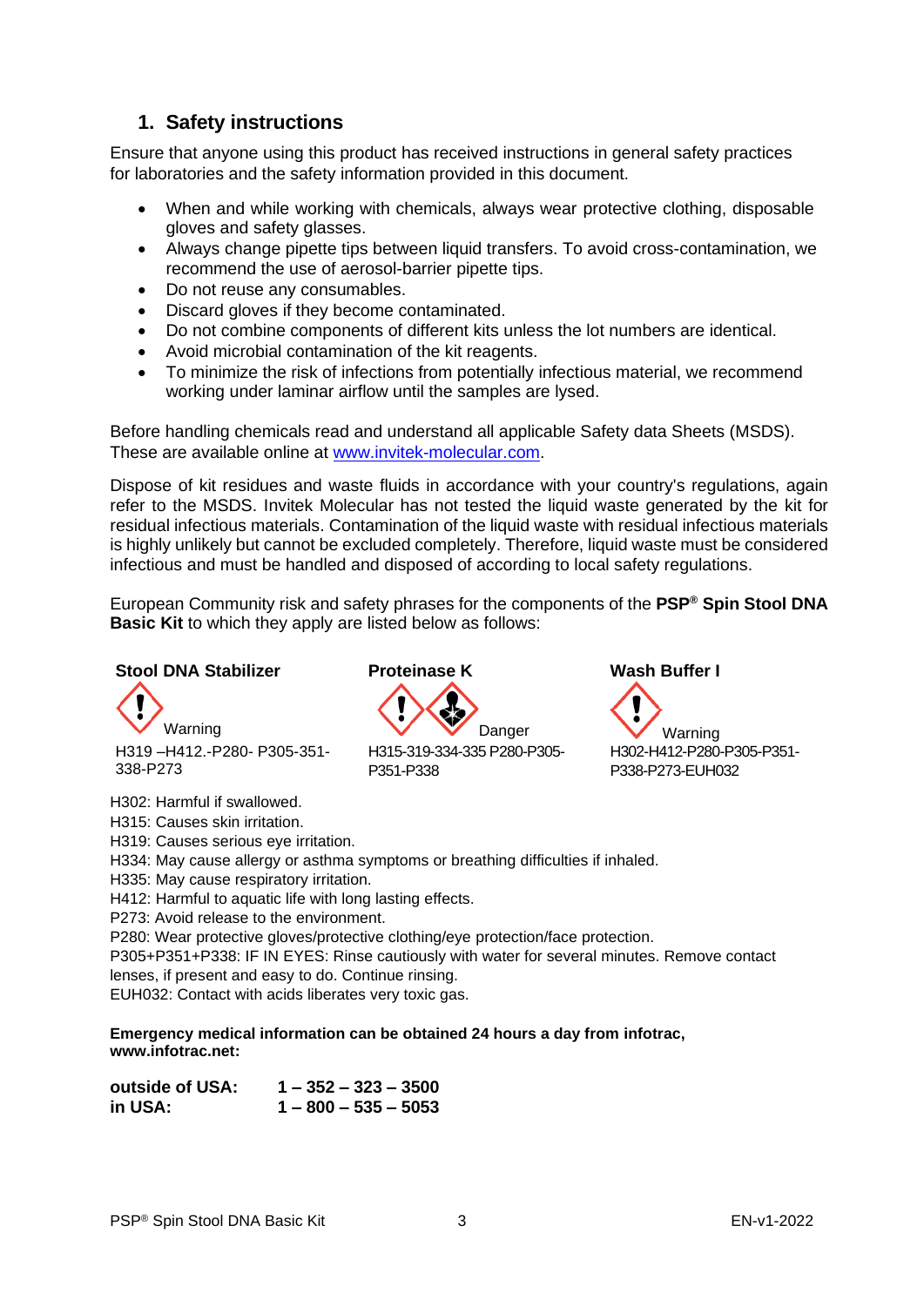## 1. Safety instructions

Ensure that anyone using this product has received instructions in general safety practices for laboratories and the safety information provided in this document.

- When and while working with chemicals, always wear protective clothing, disposable gloves and safety glasses.
- Always change pipette tips between liquid transfers. To avoid cross-contamination, we recommend the use of aerosol-barrier pipette tips.
- Do not reuse any consumables.
- Discard gloves if they become contaminated.
- Do not combine components of different kits unless the lot numbers are identical.
- Avoid microbial contamination of the kit reagents.
- To minimize the risk of infections from potentially infectious material, we recommend working under laminar airflow until the samples are lysed.

Before handling chemicals read and understand all applicable Safety data Sheets (MSDS). These are available online at www.invitek-molecular.com.

Dispose of kit residues and waste fluids in accordance with your country's regulations, again refer to the MSDS. Invitek Molecular has not tested the liquid waste generated by the kit for residual infectious materials. Contamination of the liquid waste with residual infectious materials is highly unlikely but cannot be excluded completely. Therefore, liquid waste must be considered infectious and must be handled and disposed of according to local safety regulations.

European Community risk and safety phrases for the components of the **PSP® Spin Stool DNA Basic Kit** to which they apply are listed below as follows:

**Stool DNA Stabilizer**

Warning

H319 –H412.-P280- P305-351-338-P273

**Proteinase K**

Danger

H315-319-334-335 P280-P305-P351-P338

**Wash Buffer I**

Warning

H302-H412-P280-P305-P351-P338-P273-EUH032

H302: Harmful if swallowed.
H315: Causes skin irritation.
H319: Causes serious eye irritation.
H334: May cause allergy or asthma symptoms or breathing difficulties if inhaled.
H335: May cause respiratory irritation.
H412: Harmful to aquatic life with long lasting effects.
P273: Avoid release to the environment.
P280: Wear protective gloves/protective clothing/eye protection/face protection.
P305+P351+P338: IF IN EYES: Rinse cautiously with water for several minutes. Remove contact lenses, if present and easy to do. Continue rinsing.
EUH032: Contact with acids liberates very toxic gas.

**Emergency medical information can be obtained 24 hours a day from infotrac, www.infotrac.net:**

| | |
|---|---|
| **outside of USA:** | **1 – 352 – 323 – 3500** |
| **in USA:** | **1 – 800 – 535 – 5053** |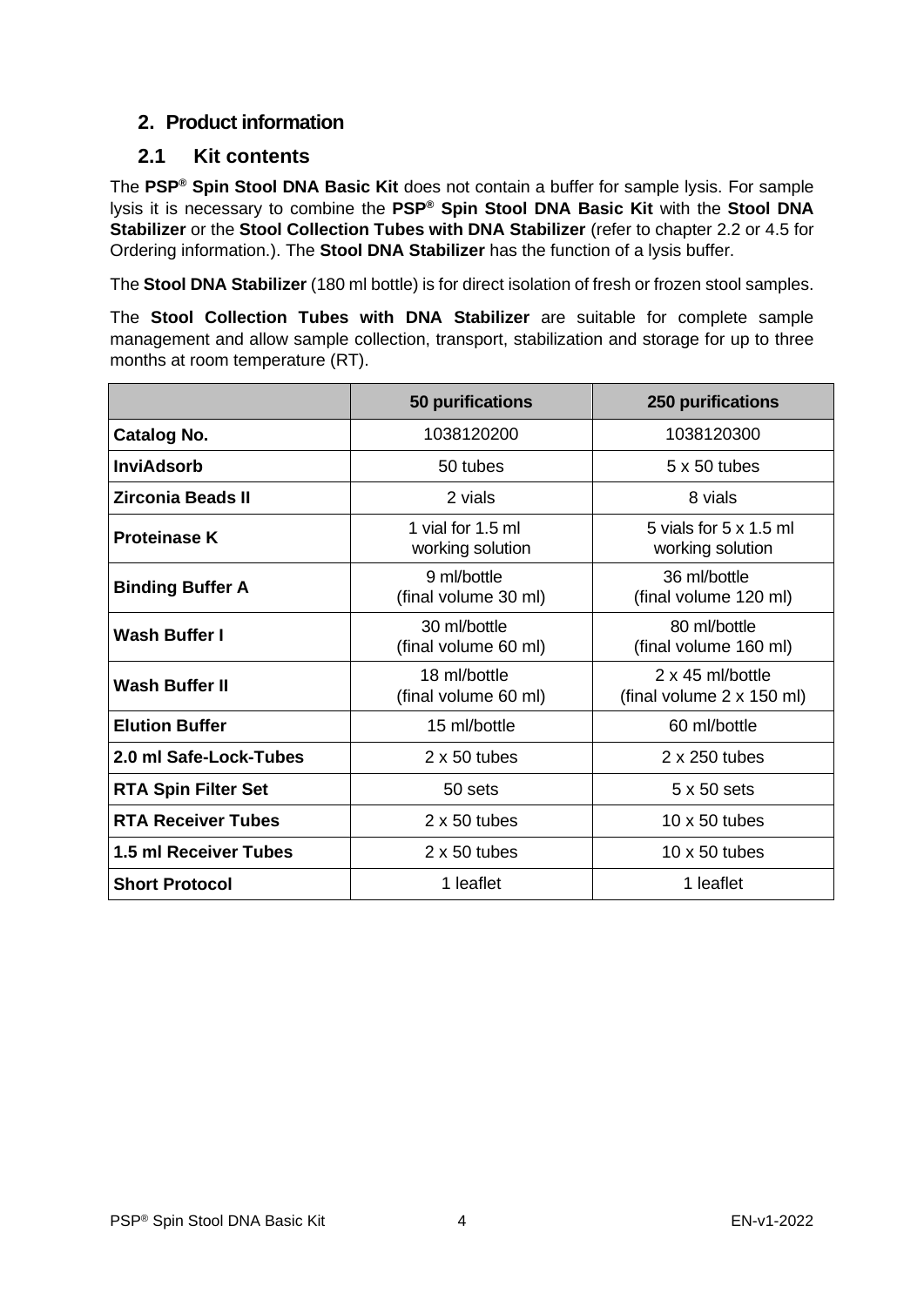## 2. Product information

### 2.1 Kit contents

The **PSP® Spin Stool DNA Basic Kit** does not contain a buffer for sample lysis. For sample lysis it is necessary to combine the **PSP® Spin Stool DNA Basic Kit** with the **Stool DNA Stabilizer** or the **Stool Collection Tubes with DNA Stabilizer** (refer to chapter 2.2 or 4.5 for Ordering information.). The **Stool DNA Stabilizer** has the function of a lysis buffer.

The **Stool DNA Stabilizer** (180 ml bottle) is for direct isolation of fresh or frozen stool samples.

The **Stool Collection Tubes with DNA Stabilizer** are suitable for complete sample management and allow sample collection, transport, stabilization and storage for up to three months at room temperature (RT).

| | 50 purifications | 250 purifications |
|---|---|---|
| **Catalog No.** | 1038120200 | 1038120300 |
| **InviAdsorb** | 50 tubes | 5 x 50 tubes |
| **Zirconia Beads II** | 2 vials | 8 vials |
| **Proteinase K** | 1 vial for 1.5 ml working solution | 5 vials for 5 x 1.5 ml working solution |
| **Binding Buffer A** | 9 ml/bottle (final volume 30 ml) | 36 ml/bottle (final volume 120 ml) |
| **Wash Buffer I** | 30 ml/bottle (final volume 60 ml) | 80 ml/bottle (final volume 160 ml) |
| **Wash Buffer II** | 18 ml/bottle (final volume 60 ml) | 2 x 45 ml/bottle (final volume 2 x 150 ml) |
| **Elution Buffer** | 15 ml/bottle | 60 ml/bottle |
| **2.0 ml Safe-Lock-Tubes** | 2 x 50 tubes | 2 x 250 tubes |
| **RTA Spin Filter Set** | 50 sets | 5 x 50 sets |
| **RTA Receiver Tubes** | 2 x 50 tubes | 10 x 50 tubes |
| **1.5 ml Receiver Tubes** | 2 x 50 tubes | 10 x 50 tubes |
| **Short Protocol** | 1 leaflet | 1 leaflet |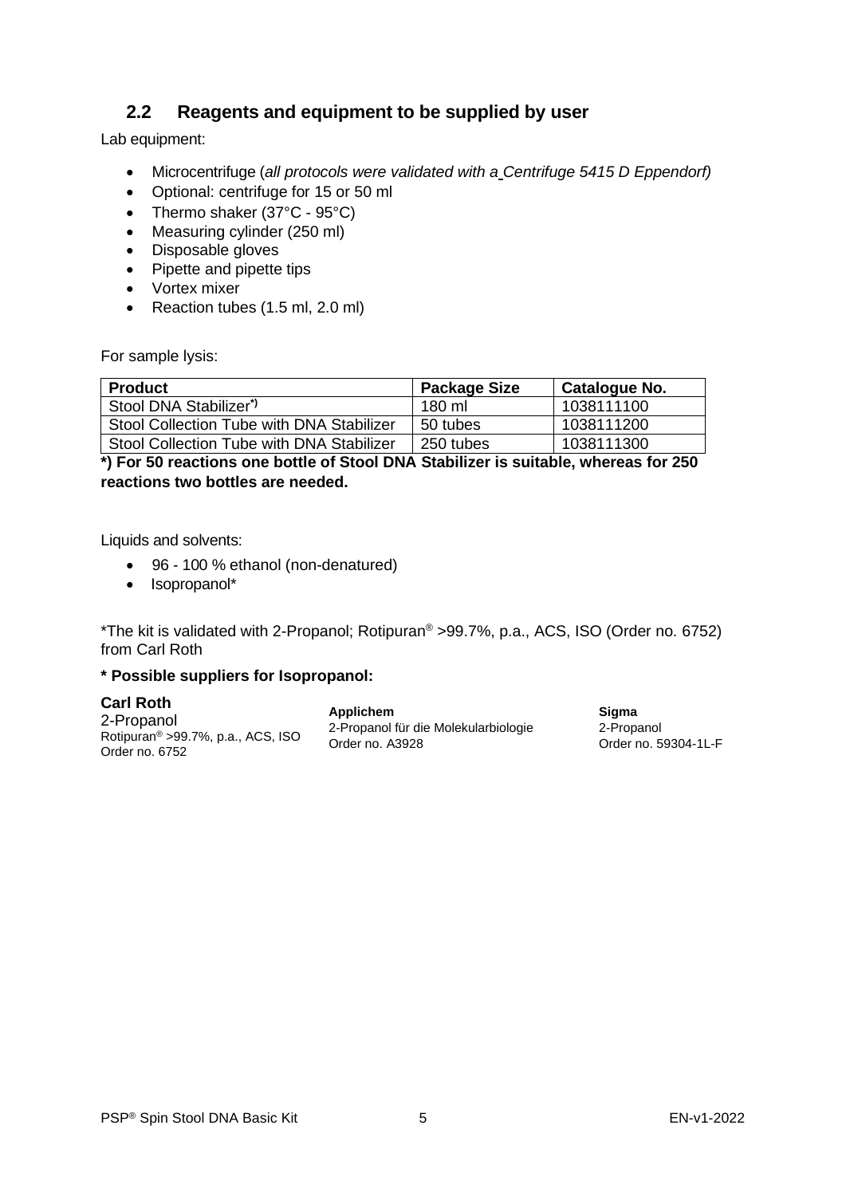## 2.2 Reagents and equipment to be supplied by user

Lab equipment:

- Microcentrifuge (*all protocols were validated with a Centrifuge 5415 D Eppendorf)*
- Optional: centrifuge for 15 or 50 ml
- Thermo shaker (37°C - 95°C)
- Measuring cylinder (250 ml)
- Disposable gloves
- Pipette and pipette tips
- Vortex mixer
- Reaction tubes (1.5 ml, 2.0 ml)

For sample lysis:

| Product | Package Size | Catalogue No. |
|---|---|---|
| Stool DNA Stabilizer*) | 180 ml | 1038111100 |
| Stool Collection Tube with DNA Stabilizer | 50 tubes | 1038111200 |
| Stool Collection Tube with DNA Stabilizer | 250 tubes | 1038111300 |

**\*) For 50 reactions one bottle of Stool DNA Stabilizer is suitable, whereas for 250 reactions two bottles are needed.**

Liquids and solvents:

- 96 - 100 % ethanol (non-denatured)
- Isopropanol*

*The kit is validated with 2-Propanol; Rotipuran® >99.7%, p.a., ACS, ISO (Order no. 6752) from Carl Roth

**\* Possible suppliers for Isopropanol:**

**Carl Roth**
2-Propanol
Rotipuran® >99.7%, p.a., ACS, ISO
Order no. 6752

**Applichem**
2-Propanol für die Molekularbiologie
Order no. A3928

**Sigma**
2-Propanol
Order no. 59304-1L-F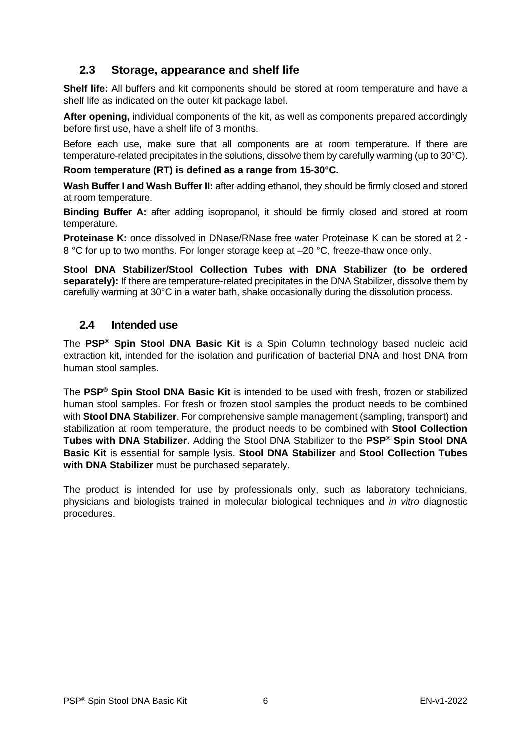## 2.3 Storage, appearance and shelf life

**Shelf life:** All buffers and kit components should be stored at room temperature and have a shelf life as indicated on the outer kit package label.

**After opening,** individual components of the kit, as well as components prepared accordingly before first use, have a shelf life of 3 months.

Before each use, make sure that all components are at room temperature. If there are temperature-related precipitates in the solutions, dissolve them by carefully warming (up to 30°C).

**Room temperature (RT) is defined as a range from 15-30°C.**

**Wash Buffer I and Wash Buffer II:** after adding ethanol, they should be firmly closed and stored at room temperature.

**Binding Buffer A:** after adding isopropanol, it should be firmly closed and stored at room temperature.

**Proteinase K:** once dissolved in DNase/RNase free water Proteinase K can be stored at 2 - 8 °C for up to two months. For longer storage keep at –20 °C, freeze-thaw once only.

**Stool DNA Stabilizer/Stool Collection Tubes with DNA Stabilizer (to be ordered separately):** If there are temperature-related precipitates in the DNA Stabilizer, dissolve them by carefully warming at 30°C in a water bath, shake occasionally during the dissolution process.

## 2.4 Intended use

The **PSP® Spin Stool DNA Basic Kit** is a Spin Column technology based nucleic acid extraction kit, intended for the isolation and purification of bacterial DNA and host DNA from human stool samples.

The **PSP® Spin Stool DNA Basic Kit** is intended to be used with fresh, frozen or stabilized human stool samples. For fresh or frozen stool samples the product needs to be combined with **Stool DNA Stabilizer**. For comprehensive sample management (sampling, transport) and stabilization at room temperature, the product needs to be combined with **Stool Collection Tubes with DNA Stabilizer**. Adding the Stool DNA Stabilizer to the **PSP® Spin Stool DNA Basic Kit** is essential for sample lysis. **Stool DNA Stabilizer** and **Stool Collection Tubes with DNA Stabilizer** must be purchased separately.

The product is intended for use by professionals only, such as laboratory technicians, physicians and biologists trained in molecular biological techniques and *in vitro* diagnostic procedures.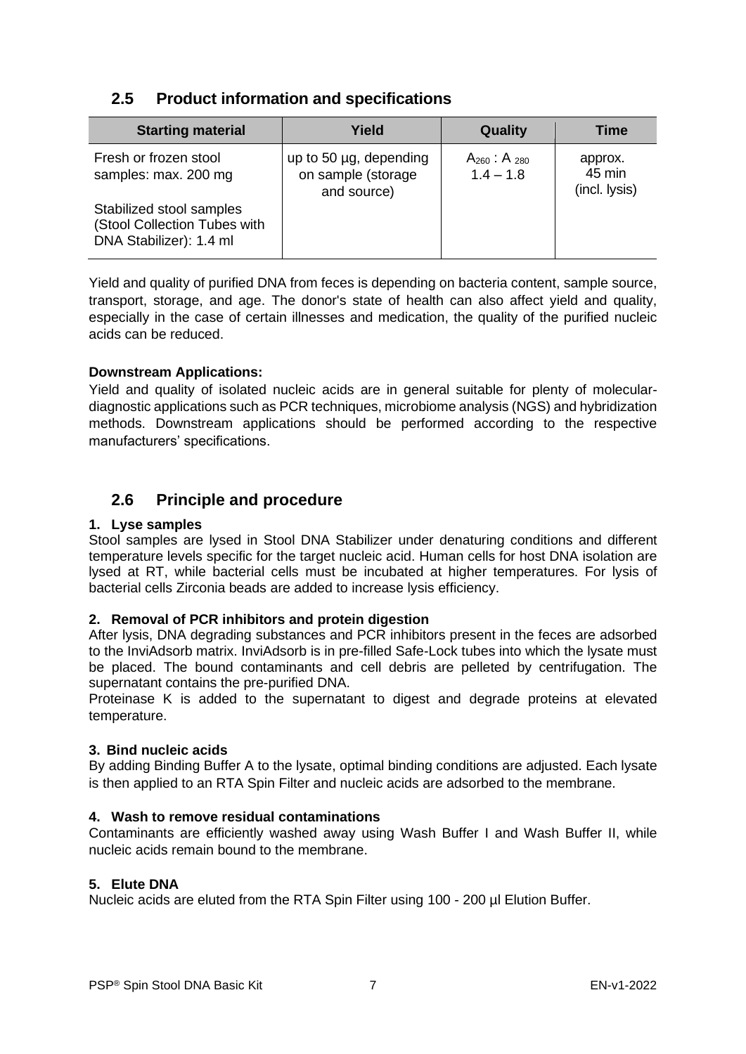## 2.5 Product information and specifications

| Starting material | Yield | Quality | Time |
|---|---|---|---|
| Fresh or frozen stool samples: max. 200 mg<br><br>Stabilized stool samples (Stool Collection Tubes with DNA Stabilizer): 1.4 ml | up to 50 µg, depending on sample (storage and source) | $A_{260} : A_{280}$<br>1.4 – 1.8 | approx. 45 min (incl. lysis) |

Yield and quality of purified DNA from feces is depending on bacteria content, sample source, transport, storage, and age. The donor's state of health can also affect yield and quality, especially in the case of certain illnesses and medication, the quality of the purified nucleic acids can be reduced.

**Downstream Applications:**
Yield and quality of isolated nucleic acids are in general suitable for plenty of molecular-diagnostic applications such as PCR techniques, microbiome analysis (NGS) and hybridization methods. Downstream applications should be performed according to the respective manufacturers' specifications.

## 2.6 Principle and procedure

**1. Lyse samples**
Stool samples are lysed in Stool DNA Stabilizer under denaturing conditions and different temperature levels specific for the target nucleic acid. Human cells for host DNA isolation are lysed at RT, while bacterial cells must be incubated at higher temperatures. For lysis of bacterial cells Zirconia beads are added to increase lysis efficiency.

**2. Removal of PCR inhibitors and protein digestion**
After lysis, DNA degrading substances and PCR inhibitors present in the feces are adsorbed to the InviAdsorb matrix. InviAdsorb is in pre-filled Safe-Lock tubes into which the lysate must be placed. The bound contaminants and cell debris are pelleted by centrifugation. The supernatant contains the pre-purified DNA.
Proteinase K is added to the supernatant to digest and degrade proteins at elevated temperature.

**3. Bind nucleic acids**
By adding Binding Buffer A to the lysate, optimal binding conditions are adjusted. Each lysate is then applied to an RTA Spin Filter and nucleic acids are adsorbed to the membrane.

**4. Wash to remove residual contaminations**
Contaminants are efficiently washed away using Wash Buffer I and Wash Buffer II, while nucleic acids remain bound to the membrane.

**5. Elute DNA**
Nucleic acids are eluted from the RTA Spin Filter using 100 - 200 µl Elution Buffer.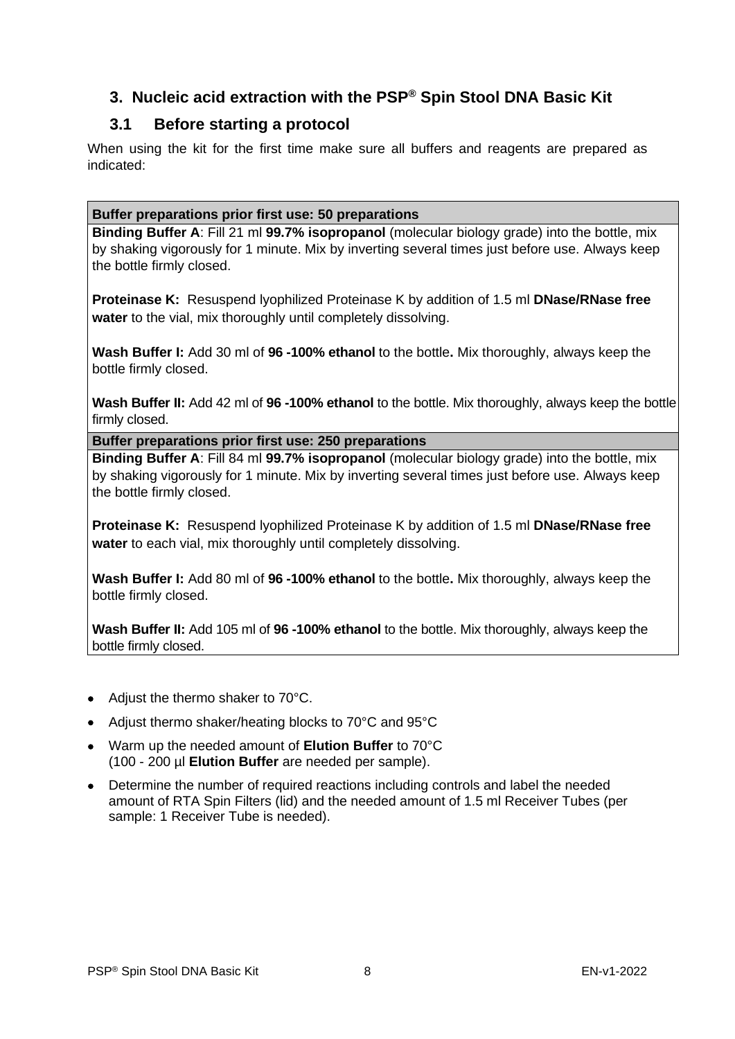## 3. Nucleic acid extraction with the PSP® Spin Stool DNA Basic Kit

### 3.1 Before starting a protocol

When using the kit for the first time make sure all buffers and reagents are prepared as indicated:

| **Buffer preparations prior first use: 50 preparations** |
|---|
| **Binding Buffer A**: Fill 21 ml **99.7% isopropanol** (molecular biology grade) into the bottle, mix by shaking vigorously for 1 minute. Mix by inverting several times just before use. Always keep the bottle firmly closed.<br><br>**Proteinase K:** Resuspend lyophilized Proteinase K by addition of 1.5 ml **DNase/RNase free water** to the vial, mix thoroughly until completely dissolving.<br><br>**Wash Buffer I:** Add 30 ml of **96 -100% ethanol** to the bottle**.** Mix thoroughly, always keep the bottle firmly closed.<br><br>**Wash Buffer II:** Add 42 ml of **96 -100% ethanol** to the bottle. Mix thoroughly, always keep the bottle firmly closed. |
| **Buffer preparations prior first use: 250 preparations** |
| **Binding Buffer A**: Fill 84 ml **99.7% isopropanol** (molecular biology grade) into the bottle, mix by shaking vigorously for 1 minute. Mix by inverting several times just before use. Always keep the bottle firmly closed.<br><br>**Proteinase K:** Resuspend lyophilized Proteinase K by addition of 1.5 ml **DNase/RNase free water** to each vial, mix thoroughly until completely dissolving.<br><br>**Wash Buffer I:** Add 80 ml of **96 -100% ethanol** to the bottle**.** Mix thoroughly, always keep the bottle firmly closed.<br><br>**Wash Buffer II:** Add 105 ml of **96 -100% ethanol** to the bottle. Mix thoroughly, always keep the bottle firmly closed. |

- Adjust the thermo shaker to 70°C.
- Adjust thermo shaker/heating blocks to 70°C and 95°C
- Warm up the needed amount of **Elution Buffer** to 70°C (100 - 200 µl **Elution Buffer** are needed per sample).
- Determine the number of required reactions including controls and label the needed amount of RTA Spin Filters (lid) and the needed amount of 1.5 ml Receiver Tubes (per sample: 1 Receiver Tube is needed).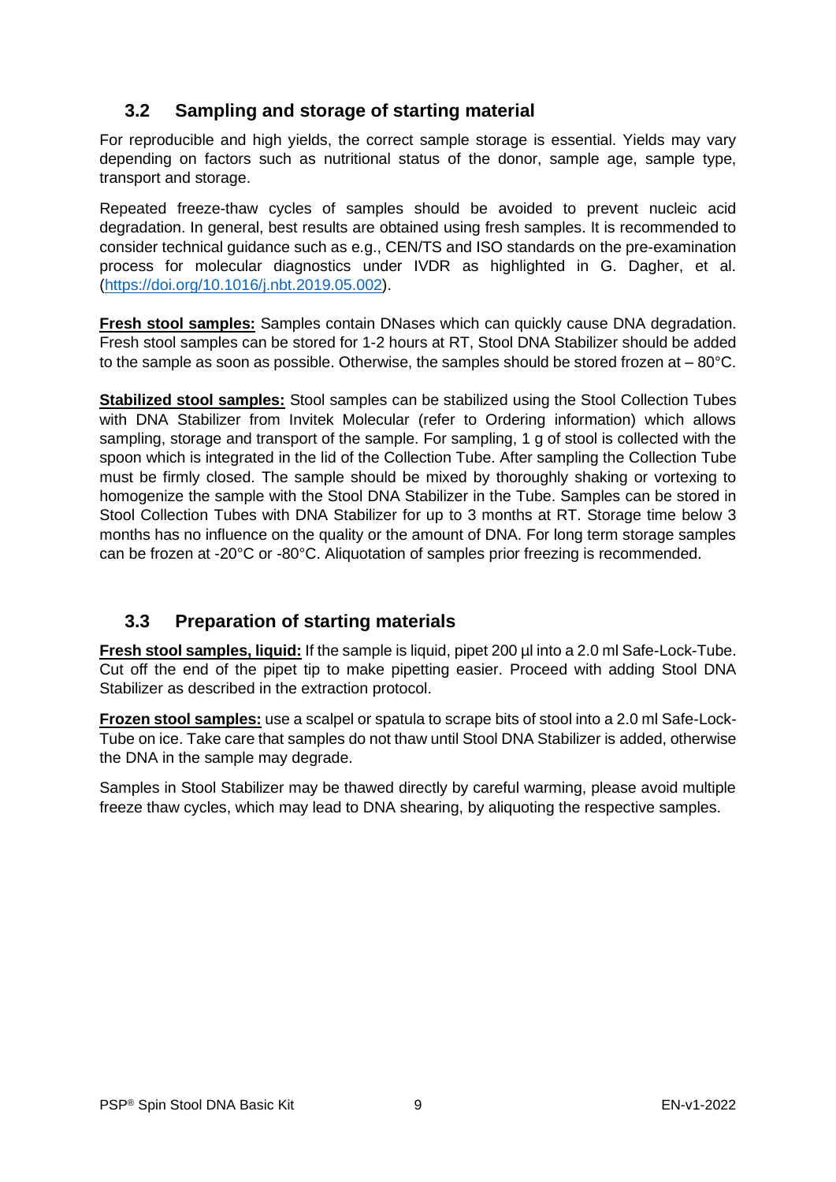## 3.2 Sampling and storage of starting material

For reproducible and high yields, the correct sample storage is essential. Yields may vary depending on factors such as nutritional status of the donor, sample age, sample type, transport and storage.

Repeated freeze-thaw cycles of samples should be avoided to prevent nucleic acid degradation. In general, best results are obtained using fresh samples. It is recommended to consider technical guidance such as e.g., CEN/TS and ISO standards on the pre-examination process for molecular diagnostics under IVDR as highlighted in G. Dagher, et al. (https://doi.org/10.1016/j.nbt.2019.05.002).

**Fresh stool samples:** Samples contain DNases which can quickly cause DNA degradation. Fresh stool samples can be stored for 1-2 hours at RT, Stool DNA Stabilizer should be added to the sample as soon as possible. Otherwise, the samples should be stored frozen at – 80°C.

**Stabilized stool samples:** Stool samples can be stabilized using the Stool Collection Tubes with DNA Stabilizer from Invitek Molecular (refer to Ordering information) which allows sampling, storage and transport of the sample. For sampling, 1 g of stool is collected with the spoon which is integrated in the lid of the Collection Tube. After sampling the Collection Tube must be firmly closed. The sample should be mixed by thoroughly shaking or vortexing to homogenize the sample with the Stool DNA Stabilizer in the Tube. Samples can be stored in Stool Collection Tubes with DNA Stabilizer for up to 3 months at RT. Storage time below 3 months has no influence on the quality or the amount of DNA. For long term storage samples can be frozen at -20°C or -80°C. Aliquotation of samples prior freezing is recommended.

## 3.3 Preparation of starting materials

**Fresh stool samples, liquid:** If the sample is liquid, pipet 200 µl into a 2.0 ml Safe-Lock-Tube. Cut off the end of the pipet tip to make pipetting easier. Proceed with adding Stool DNA Stabilizer as described in the extraction protocol.

**Frozen stool samples:** use a scalpel or spatula to scrape bits of stool into a 2.0 ml Safe-Lock-Tube on ice. Take care that samples do not thaw until Stool DNA Stabilizer is added, otherwise the DNA in the sample may degrade.

Samples in Stool Stabilizer may be thawed directly by careful warming, please avoid multiple freeze thaw cycles, which may lead to DNA shearing, by aliquoting the respective samples.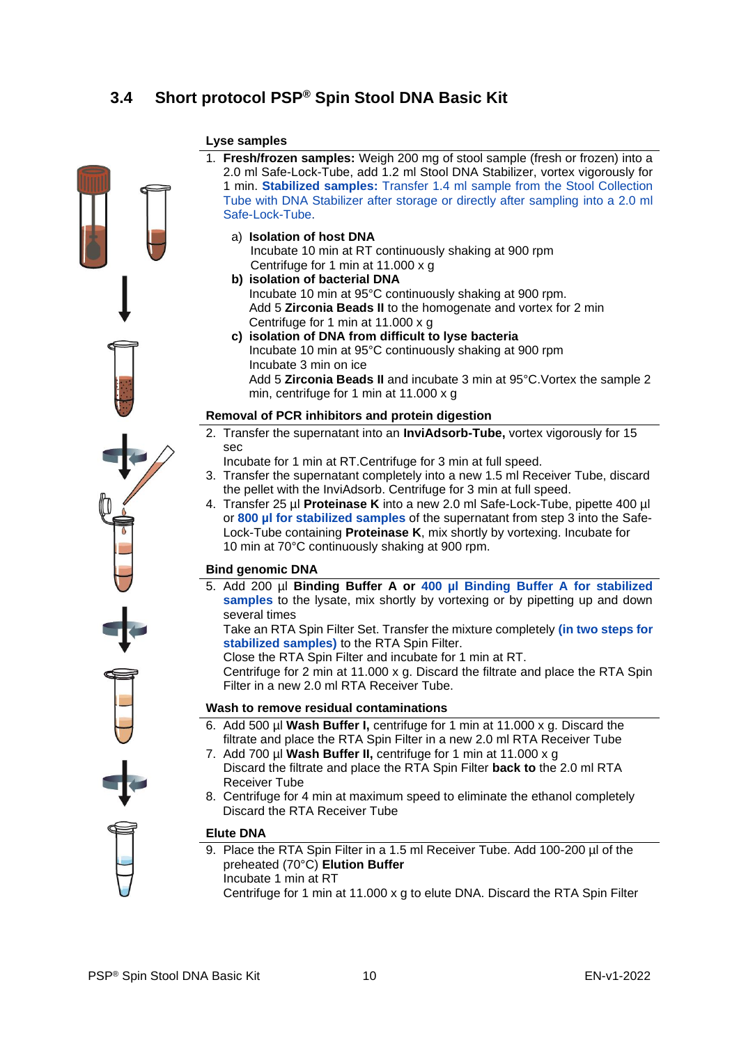## 3.4 Short protocol PSP® Spin Stool DNA Basic Kit

**Lyse samples**

1. **Fresh/frozen samples:** Weigh 200 mg of stool sample (fresh or frozen) into a 2.0 ml Safe-Lock-Tube, add 1.2 ml Stool DNA Stabilizer, vortex vigorously for 1 min. **Stabilized samples:** Transfer 1.4 ml sample from the Stool Collection Tube with DNA Stabilizer after storage or directly after sampling into a 2.0 ml Safe-Lock-Tube.

   a) **Isolation of host DNA**
   Incubate 10 min at RT continuously shaking at 900 rpm
   Centrifuge for 1 min at 11.000 x g

   **b) isolation of bacterial DNA**
   Incubate 10 min at 95°C continuously shaking at 900 rpm.
   Add 5 **Zirconia Beads II** to the homogenate and vortex for 2 min
   Centrifuge for 1 min at 11.000 x g

   **c) isolation of DNA from difficult to lyse bacteria**
   Incubate 10 min at 95°C continuously shaking at 900 rpm
   Incubate 3 min on ice
   Add 5 **Zirconia Beads II** and incubate 3 min at 95°C.Vortex the sample 2 min, centrifuge for 1 min at 11.000 x g

**Removal of PCR inhibitors and protein digestion**

2. Transfer the supernatant into an **InviAdsorb-Tube,** vortex vigorously for 15 sec
   Incubate for 1 min at RT.Centrifuge for 3 min at full speed.
3. Transfer the supernatant completely into a new 1.5 ml Receiver Tube, discard the pellet with the InviAdsorb. Centrifuge for 3 min at full speed.
4. Transfer 25 µl **Proteinase K** into a new 2.0 ml Safe-Lock-Tube, pipette 400 µl or **800 µl for stabilized samples** of the supernatant from step 3 into the Safe-Lock-Tube containing **Proteinase K**, mix shortly by vortexing. Incubate for 10 min at 70°C continuously shaking at 900 rpm.

**Bind genomic DNA**

5. Add 200 µl **Binding Buffer A or 400 µl Binding Buffer A for stabilized samples** to the lysate, mix shortly by vortexing or by pipetting up and down several times
   Take an RTA Spin Filter Set. Transfer the mixture completely **(in two steps for stabilized samples)** to the RTA Spin Filter.
   Close the RTA Spin Filter and incubate for 1 min at RT.
   Centrifuge for 2 min at 11.000 x g. Discard the filtrate and place the RTA Spin Filter in a new 2.0 ml RTA Receiver Tube.

**Wash to remove residual contaminations**

6. Add 500 µl **Wash Buffer I,** centrifuge for 1 min at 11.000 x g. Discard the filtrate and place the RTA Spin Filter in a new 2.0 ml RTA Receiver Tube
7. Add 700 µl **Wash Buffer II,** centrifuge for 1 min at 11.000 x g
   Discard the filtrate and place the RTA Spin Filter **back to** the 2.0 ml RTA Receiver Tube
8. Centrifuge for 4 min at maximum speed to eliminate the ethanol completely
   Discard the RTA Receiver Tube

**Elute DNA**

9. Place the RTA Spin Filter in a 1.5 ml Receiver Tube. Add 100-200 µl of the preheated (70°C) **Elution Buffer**
   Incubate 1 min at RT
   Centrifuge for 1 min at 11.000 x g to elute DNA. Discard the RTA Spin Filter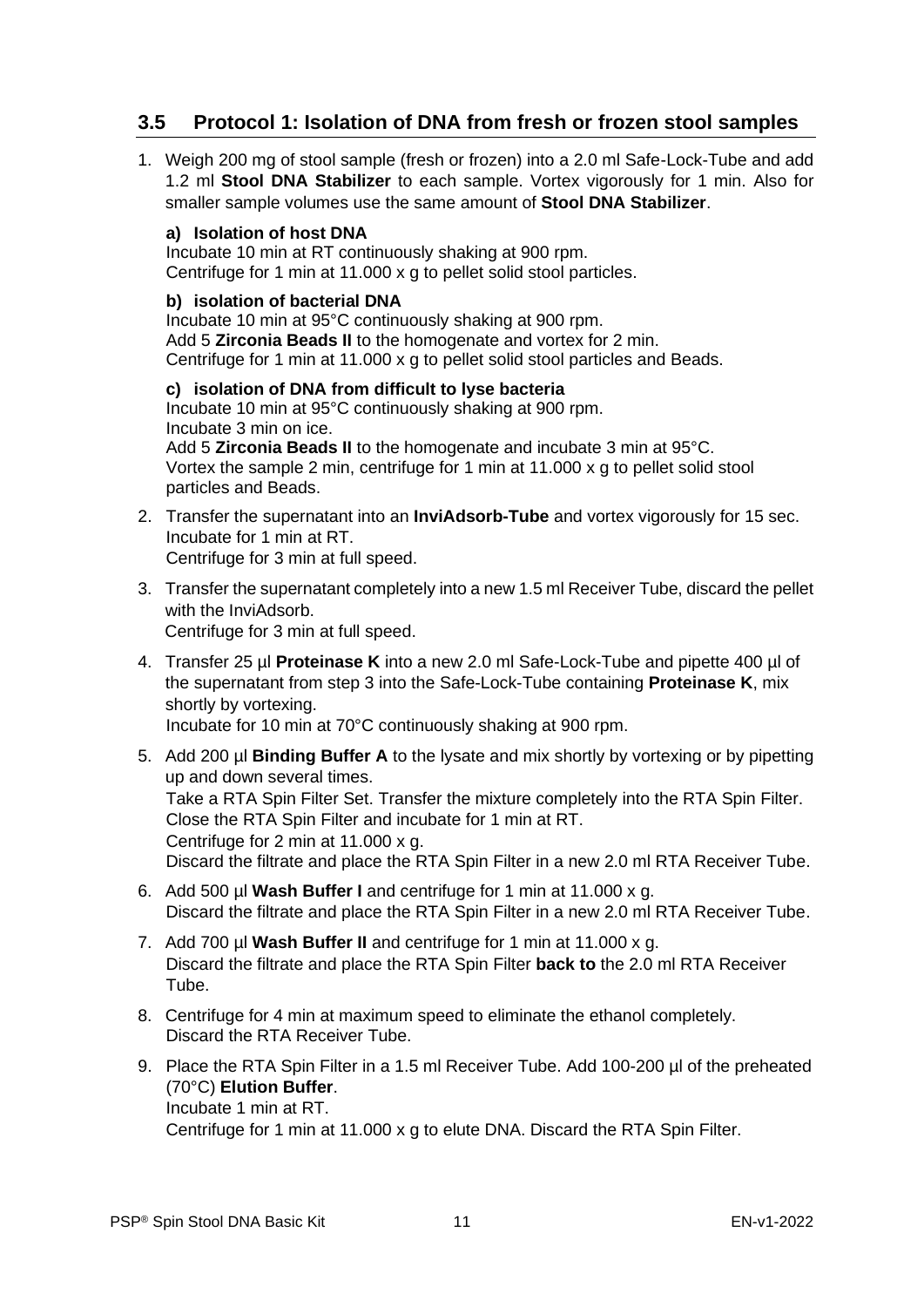## 3.5 Protocol 1: Isolation of DNA from fresh or frozen stool samples

1. Weigh 200 mg of stool sample (fresh or frozen) into a 2.0 ml Safe-Lock-Tube and add 1.2 ml **Stool DNA Stabilizer** to each sample. Vortex vigorously for 1 min. Also for smaller sample volumes use the same amount of **Stool DNA Stabilizer**.

   **a) Isolation of host DNA**
   Incubate 10 min at RT continuously shaking at 900 rpm.
   Centrifuge for 1 min at 11.000 x g to pellet solid stool particles.

   **b) isolation of bacterial DNA**
   Incubate 10 min at 95°C continuously shaking at 900 rpm.
   Add 5 **Zirconia Beads II** to the homogenate and vortex for 2 min.
   Centrifuge for 1 min at 11.000 x g to pellet solid stool particles and Beads.

   **c) isolation of DNA from difficult to lyse bacteria**
   Incubate 10 min at 95°C continuously shaking at 900 rpm.
   Incubate 3 min on ice.
   Add 5 **Zirconia Beads II** to the homogenate and incubate 3 min at 95°C.
   Vortex the sample 2 min, centrifuge for 1 min at 11.000 x g to pellet solid stool particles and Beads.

2. Transfer the supernatant into an **InviAdsorb-Tube** and vortex vigorously for 15 sec.
   Incubate for 1 min at RT.
   Centrifuge for 3 min at full speed.

3. Transfer the supernatant completely into a new 1.5 ml Receiver Tube, discard the pellet with the InviAdsorb.
   Centrifuge for 3 min at full speed.

4. Transfer 25 µl **Proteinase K** into a new 2.0 ml Safe-Lock-Tube and pipette 400 µl of the supernatant from step 3 into the Safe-Lock-Tube containing **Proteinase K**, mix shortly by vortexing.
   Incubate for 10 min at 70°C continuously shaking at 900 rpm.

5. Add 200 µl **Binding Buffer A** to the lysate and mix shortly by vortexing or by pipetting up and down several times.
   Take a RTA Spin Filter Set. Transfer the mixture completely into the RTA Spin Filter.
   Close the RTA Spin Filter and incubate for 1 min at RT.
   Centrifuge for 2 min at 11.000 x g.
   Discard the filtrate and place the RTA Spin Filter in a new 2.0 ml RTA Receiver Tube.

6. Add 500 µl **Wash Buffer I** and centrifuge for 1 min at 11.000 x g.
   Discard the filtrate and place the RTA Spin Filter in a new 2.0 ml RTA Receiver Tube.

7. Add 700 µl **Wash Buffer II** and centrifuge for 1 min at 11.000 x g.
   Discard the filtrate and place the RTA Spin Filter **back to** the 2.0 ml RTA Receiver Tube.

8. Centrifuge for 4 min at maximum speed to eliminate the ethanol completely.
   Discard the RTA Receiver Tube.

9. Place the RTA Spin Filter in a 1.5 ml Receiver Tube. Add 100-200 µl of the preheated (70°C) **Elution Buffer**.
   Incubate 1 min at RT.
   Centrifuge for 1 min at 11.000 x g to elute DNA. Discard the RTA Spin Filter.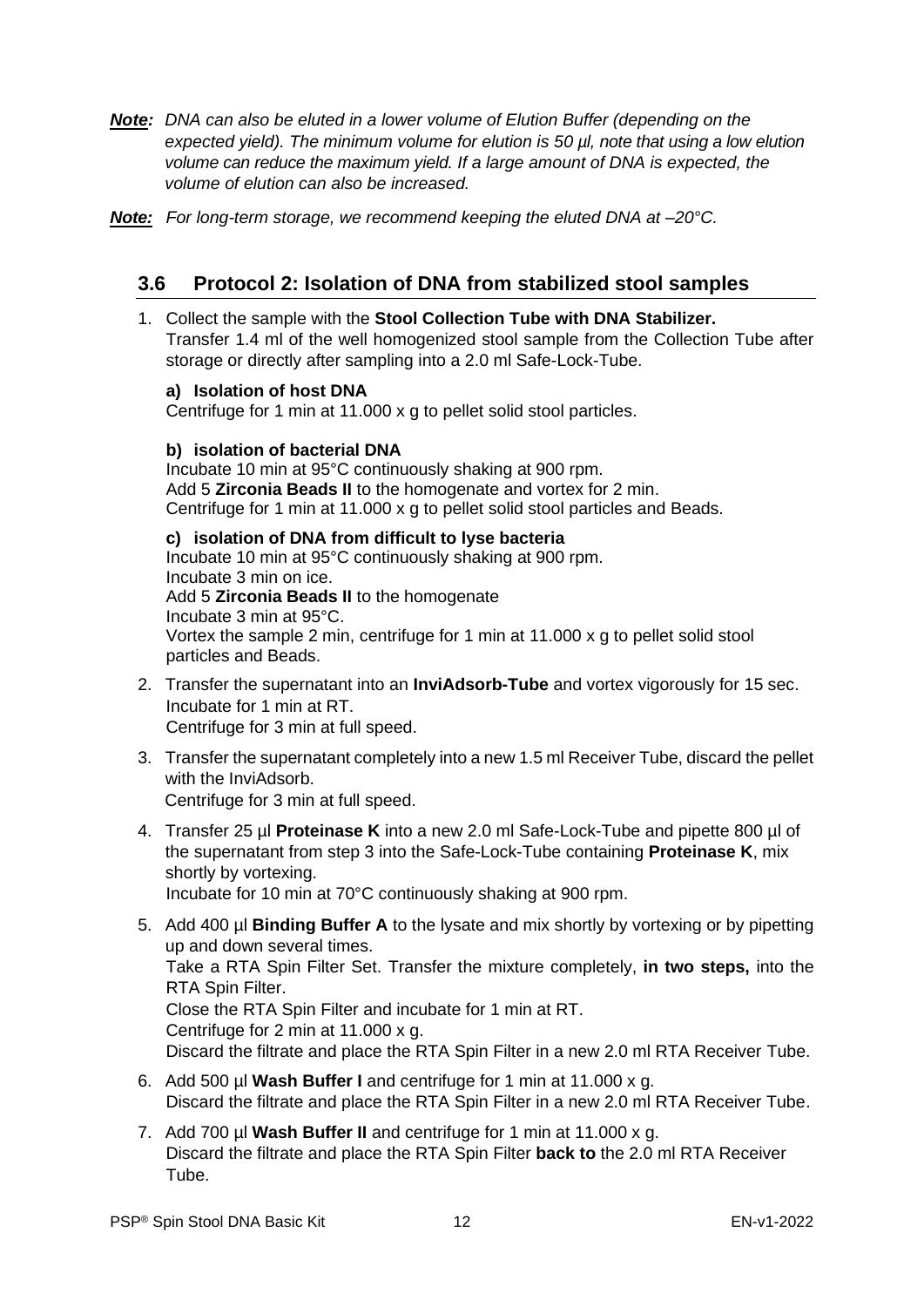***Note:*** *DNA can also be eluted in a lower volume of Elution Buffer (depending on the expected yield). The minimum volume for elution is 50 µl, note that using a low elution volume can reduce the maximum yield. If a large amount of DNA is expected, the volume of elution can also be increased.*

***Note:*** *For long-term storage, we recommend keeping the eluted DNA at –20°C.*

## 3.6 Protocol 2: Isolation of DNA from stabilized stool samples

1. Collect the sample with the **Stool Collection Tube with DNA Stabilizer.**
   Transfer 1.4 ml of the well homogenized stool sample from the Collection Tube after storage or directly after sampling into a 2.0 ml Safe-Lock-Tube.

   **a) Isolation of host DNA**
   Centrifuge for 1 min at 11.000 x g to pellet solid stool particles.

   **b) isolation of bacterial DNA**
   Incubate 10 min at 95°C continuously shaking at 900 rpm.
   Add 5 **Zirconia Beads II** to the homogenate and vortex for 2 min.
   Centrifuge for 1 min at 11.000 x g to pellet solid stool particles and Beads.

   **c) isolation of DNA from difficult to lyse bacteria**
   Incubate 10 min at 95°C continuously shaking at 900 rpm.
   Incubate 3 min on ice.
   Add 5 **Zirconia Beads II** to the homogenate
   Incubate 3 min at 95°C.
   Vortex the sample 2 min, centrifuge for 1 min at 11.000 x g to pellet solid stool particles and Beads.

2. Transfer the supernatant into an **InviAdsorb-Tube** and vortex vigorously for 15 sec.
   Incubate for 1 min at RT.
   Centrifuge for 3 min at full speed.

3. Transfer the supernatant completely into a new 1.5 ml Receiver Tube, discard the pellet with the InviAdsorb.
   Centrifuge for 3 min at full speed.

4. Transfer 25 µl **Proteinase K** into a new 2.0 ml Safe-Lock-Tube and pipette 800 µl of the supernatant from step 3 into the Safe-Lock-Tube containing **Proteinase K**, mix shortly by vortexing.
   Incubate for 10 min at 70°C continuously shaking at 900 rpm.

5. Add 400 µl **Binding Buffer A** to the lysate and mix shortly by vortexing or by pipetting up and down several times.
   Take a RTA Spin Filter Set. Transfer the mixture completely, **in two steps,** into the RTA Spin Filter.
   Close the RTA Spin Filter and incubate for 1 min at RT.
   Centrifuge for 2 min at 11.000 x g.
   Discard the filtrate and place the RTA Spin Filter in a new 2.0 ml RTA Receiver Tube.

6. Add 500 µl **Wash Buffer I** and centrifuge for 1 min at 11.000 x g.
   Discard the filtrate and place the RTA Spin Filter in a new 2.0 ml RTA Receiver Tube.

7. Add 700 µl **Wash Buffer II** and centrifuge for 1 min at 11.000 x g.
   Discard the filtrate and place the RTA Spin Filter **back to** the 2.0 ml RTA Receiver Tube.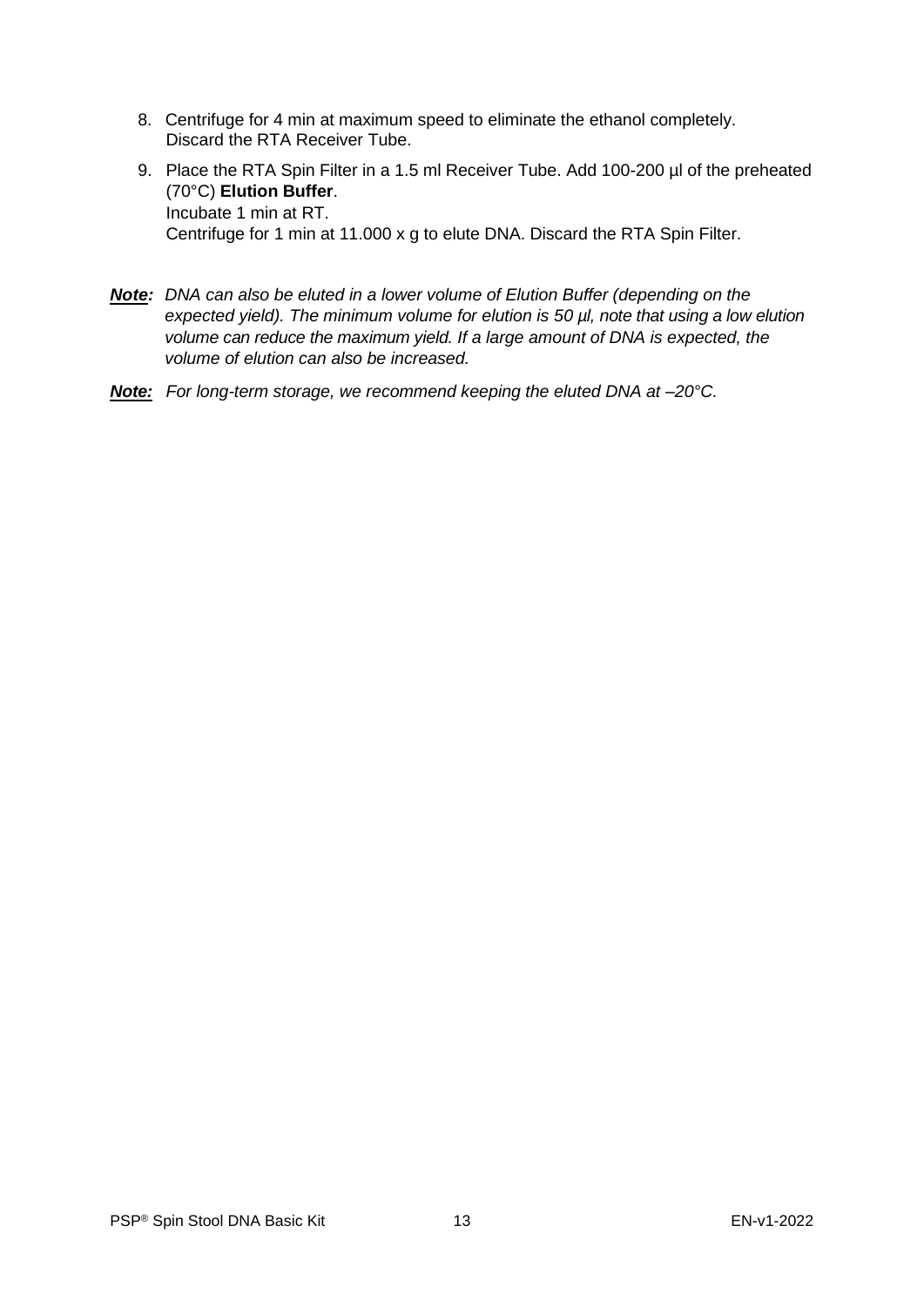8. Centrifuge for 4 min at maximum speed to eliminate the ethanol completely. Discard the RTA Receiver Tube.

9. Place the RTA Spin Filter in a 1.5 ml Receiver Tube. Add 100-200 µl of the preheated (70°C) **Elution Buffer**.
   Incubate 1 min at RT.
   Centrifuge for 1 min at 11.000 x g to elute DNA. Discard the RTA Spin Filter.

***Note:*** *DNA can also be eluted in a lower volume of Elution Buffer (depending on the expected yield). The minimum volume for elution is 50 µl, note that using a low elution volume can reduce the maximum yield. If a large amount of DNA is expected, the volume of elution can also be increased.*

***Note:*** *For long-term storage, we recommend keeping the eluted DNA at –20°C.*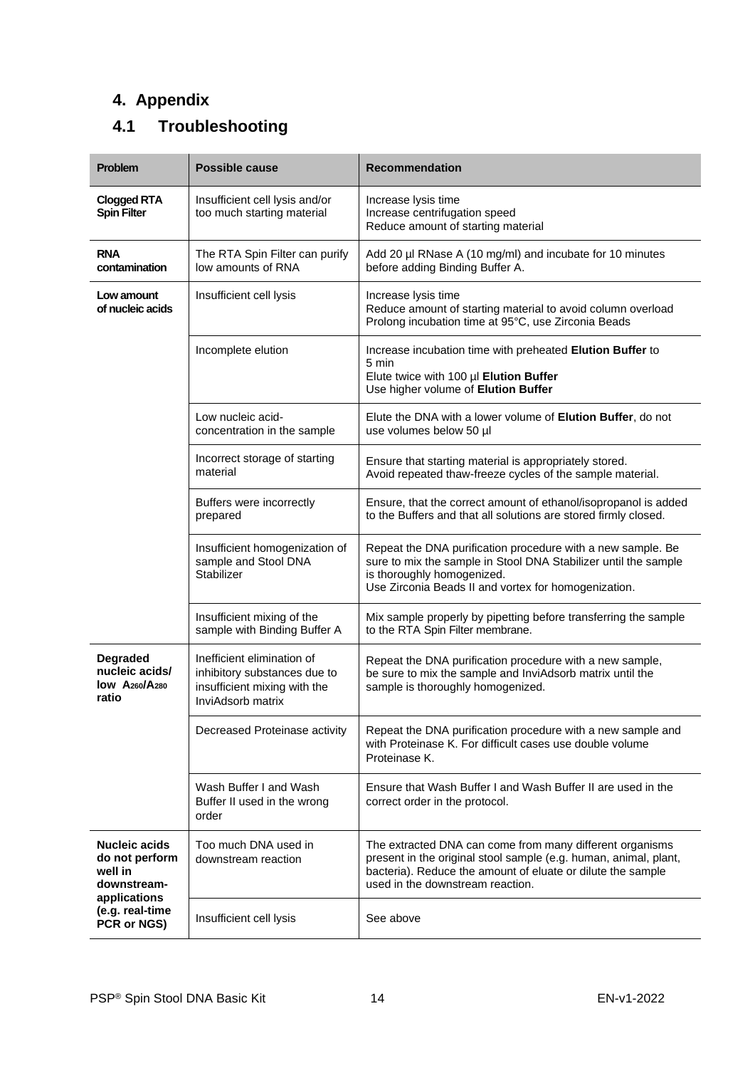## 4. Appendix

### 4.1 Troubleshooting

| Problem | Possible cause | Recommendation |
|---|---|---|
| **Clogged RTA Spin Filter** | Insufficient cell lysis and/or too much starting material | Increase lysis time<br>Increase centrifugation speed<br>Reduce amount of starting material |
| **RNA contamination** | The RTA Spin Filter can purify low amounts of RNA | Add 20 µl RNase A (10 mg/ml) and incubate for 10 minutes before adding Binding Buffer A. |
| **Low amount of nucleic acids** | Insufficient cell lysis | Increase lysis time<br>Reduce amount of starting material to avoid column overload<br>Prolong incubation time at 95°C, use Zirconia Beads |
| | Incomplete elution | Increase incubation time with preheated **Elution Buffer** to 5 min<br>Elute twice with 100 µl **Elution Buffer**<br>Use higher volume of **Elution Buffer** |
| | Low nucleic acid-concentration in the sample | Elute the DNA with a lower volume of **Elution Buffer**, do not use volumes below 50 µl |
| | Incorrect storage of starting material | Ensure that starting material is appropriately stored.<br>Avoid repeated thaw-freeze cycles of the sample material. |
| | Buffers were incorrectly prepared | Ensure, that the correct amount of ethanol/isopropanol is added to the Buffers and that all solutions are stored firmly closed. |
| | Insufficient homogenization of sample and Stool DNA Stabilizer | Repeat the DNA purification procedure with a new sample. Be sure to mix the sample in Stool DNA Stabilizer until the sample is thoroughly homogenized.<br>Use Zirconia Beads II and vortex for homogenization. |
| | Insufficient mixing of the sample with Binding Buffer A | Mix sample properly by pipetting before transferring the sample to the RTA Spin Filter membrane. |
| **Degraded nucleic acids/ low $A_{260}/A_{280}$ ratio** | Inefficient elimination of inhibitory substances due to insufficient mixing with the InviAdsorb matrix | Repeat the DNA purification procedure with a new sample, be sure to mix the sample and InviAdsorb matrix until the sample is thoroughly homogenized. |
| | Decreased Proteinase activity | Repeat the DNA purification procedure with a new sample and with Proteinase K. For difficult cases use double volume Proteinase K. |
| | Wash Buffer I and Wash Buffer II used in the wrong order | Ensure that Wash Buffer I and Wash Buffer II are used in the correct order in the protocol. |
| **Nucleic acids do not perform well in downstream-applications (e.g. real-time PCR or NGS)** | Too much DNA used in downstream reaction | The extracted DNA can come from many different organisms present in the original stool sample (e.g. human, animal, plant, bacteria). Reduce the amount of eluate or dilute the sample used in the downstream reaction. |
| | Insufficient cell lysis | See above |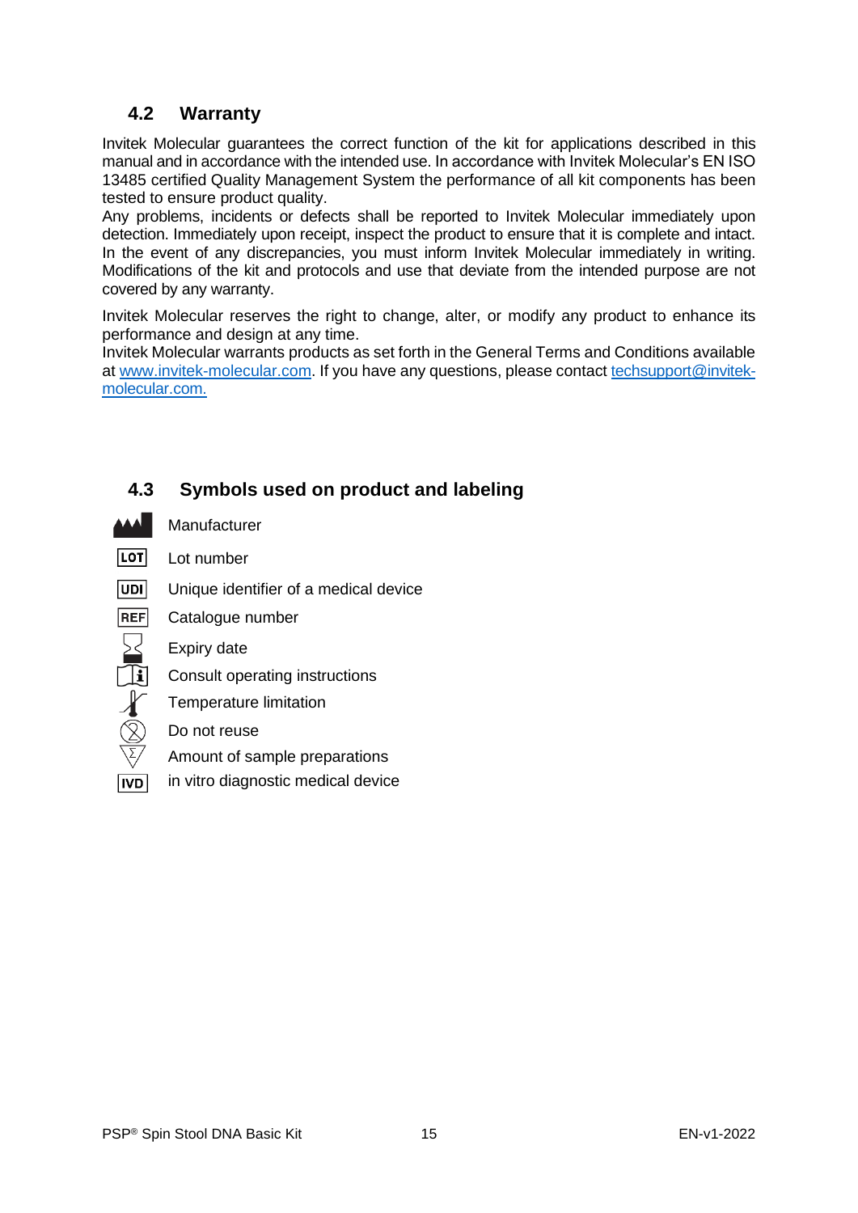## 4.2 Warranty

Invitek Molecular guarantees the correct function of the kit for applications described in this manual and in accordance with the intended use. In accordance with Invitek Molecular's EN ISO 13485 certified Quality Management System the performance of all kit components has been tested to ensure product quality.
Any problems, incidents or defects shall be reported to Invitek Molecular immediately upon detection. Immediately upon receipt, inspect the product to ensure that it is complete and intact. In the event of any discrepancies, you must inform Invitek Molecular immediately in writing. Modifications of the kit and protocols and use that deviate from the intended purpose are not covered by any warranty.

Invitek Molecular reserves the right to change, alter, or modify any product to enhance its performance and design at any time.
Invitek Molecular warrants products as set forth in the General Terms and Conditions available at www.invitek-molecular.com. If you have any questions, please contact techsupport@invitek-molecular.com.

## 4.3 Symbols used on product and labeling

| Symbol | Meaning |
|---|---|
| | Manufacturer |
| LOT | Lot number |
| UDI | Unique identifier of a medical device |
| REF | Catalogue number |
| | Expiry date |
| | Consult operating instructions |
| | Temperature limitation |
| | Do not reuse |
| Σ | Amount of sample preparations |
| IVD | in vitro diagnostic medical device |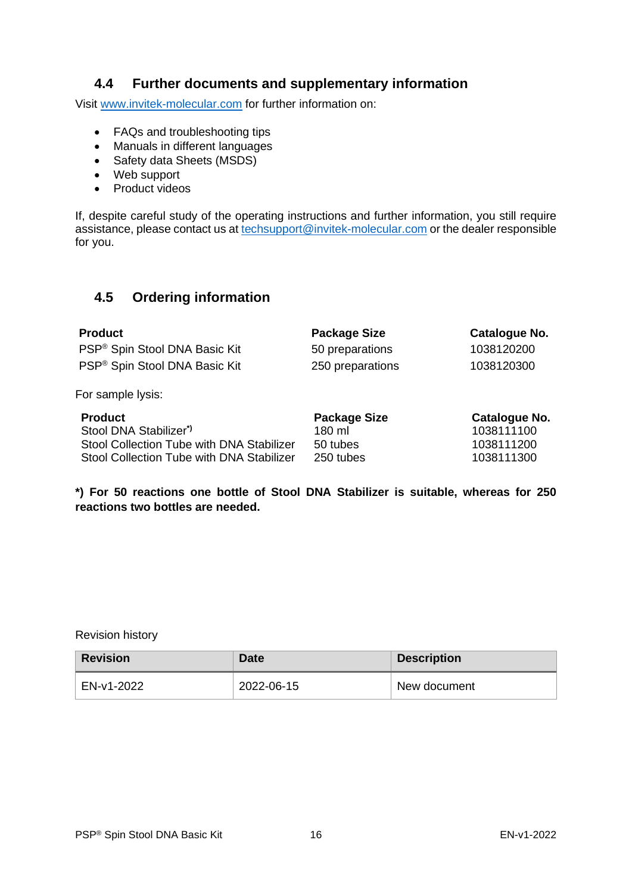## 4.4 Further documents and supplementary information

Visit www.invitek-molecular.com for further information on:

- FAQs and troubleshooting tips
- Manuals in different languages
- Safety data Sheets (MSDS)
- Web support
- Product videos

If, despite careful study of the operating instructions and further information, you still require assistance, please contact us at techsupport@invitek-molecular.com or the dealer responsible for you.

## 4.5 Ordering information

| Product | Package Size | Catalogue No. |
|---|---|---|
| PSP® Spin Stool DNA Basic Kit | 50 preparations | 1038120200 |
| PSP® Spin Stool DNA Basic Kit | 250 preparations | 1038120300 |

For sample lysis:

| Product | Package Size | Catalogue No. |
|---|---|---|
| Stool DNA Stabilizer*) | 180 ml | 1038111100 |
| Stool Collection Tube with DNA Stabilizer | 50 tubes | 1038111200 |
| Stool Collection Tube with DNA Stabilizer | 250 tubes | 1038111300 |

**\*) For 50 reactions one bottle of Stool DNA Stabilizer is suitable, whereas for 250 reactions two bottles are needed.**

Revision history

| Revision | Date | Description |
|---|---|---|
| EN-v1-2022 | 2022-06-15 | New document |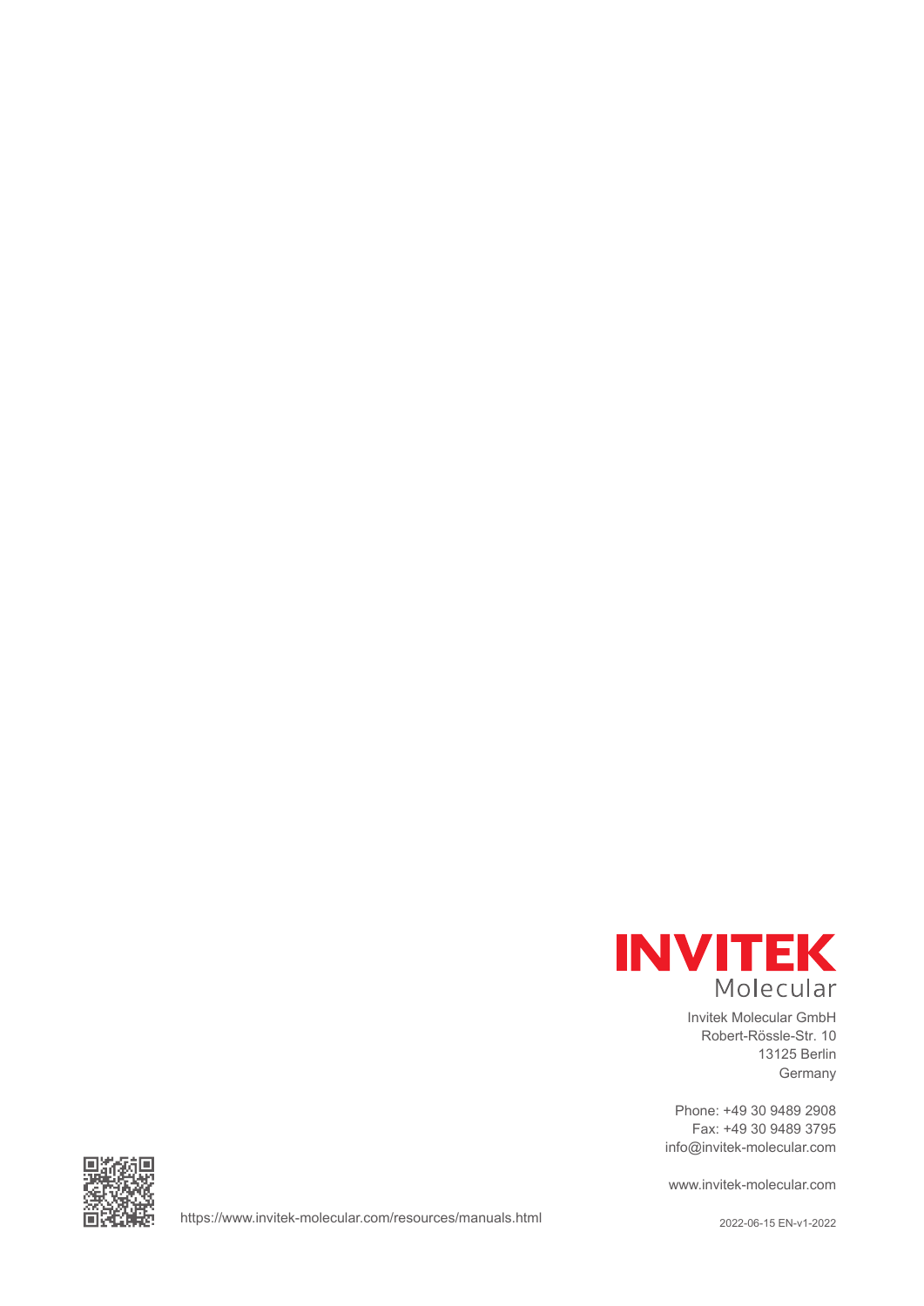INVITEK Molecular

Invitek Molecular GmbH
Robert-Rössle-Str. 10
13125 Berlin
Germany

Phone: +49 30 9489 2908
Fax: +49 30 9489 3795
info@invitek-molecular.com

www.invitek-molecular.com

https://www.invitek-molecular.com/resources/manuals.html

2022-06-15 EN-v1-2022